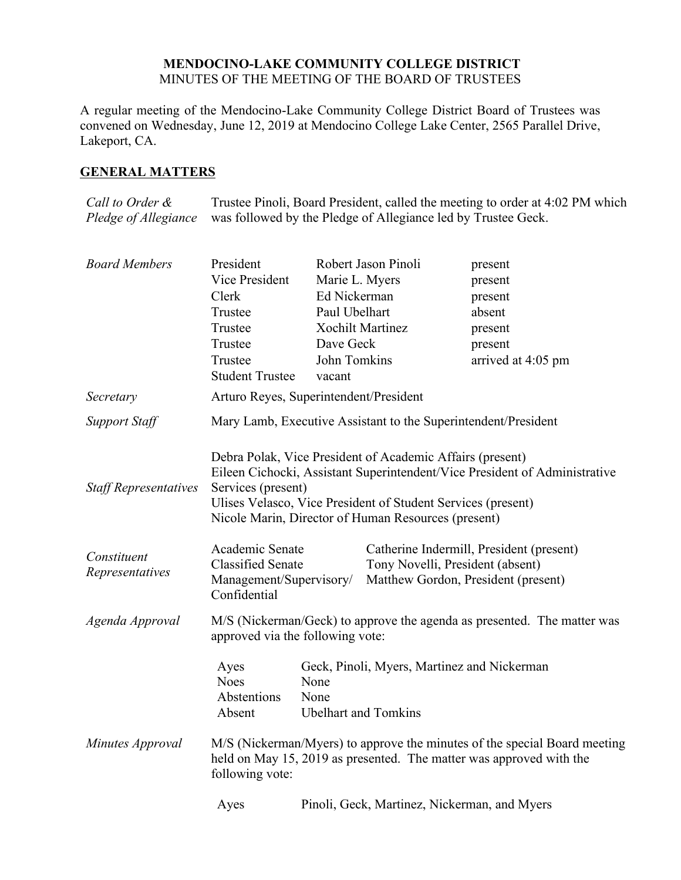# MENDOCINO-LAKE COMMUNITY COLLEGE DISTRICT

MINUTES OF THE MEETING OF THE BOARD OF TRUSTEES

A regular meeting of the Mendocino-Lake Community College District Board of Trustees was convened on Wednesday, June 12, 2019 at Mendocino College Lake Center, 2565 Parallel Drive, Lakeport, CA.

## GENERAL MATTERS

*Call to Order & Pledge of Allegiance*

Trustee Pinoli, Board President, called the meeting to order at 4:02 PM which was followed by the Pledge of Allegiance led by Trustee Geck.

*Board Members*

| | | |
|---|---|---|
| President | Robert Jason Pinoli | present |
| Vice President | Marie L. Myers | present |
| Clerk | Ed Nickerman | present |
| Trustee | Paul Ubelhart | absent |
| Trustee | Xochilt Martinez | present |
| Trustee | Dave Geck | present |
| Trustee | John Tomkins | arrived at 4:05 pm |
| Student Trustee | vacant | |

*Secretary*

Arturo Reyes, Superintendent/President

*Support Staff*

Mary Lamb, Executive Assistant to the Superintendent/President

*Staff Representatives*

Debra Polak, Vice President of Academic Affairs (present)
Eileen Cichocki, Assistant Superintendent/Vice President of Administrative Services (present)
Ulises Velasco, Vice President of Student Services (present)
Nicole Marin, Director of Human Resources (present)

*Constituent Representatives*

| | |
|---|---|
| Academic Senate | Catherine Indermill, President (present) |
| Classified Senate | Tony Novelli, President (absent) |
| Management/Supervisory/ Confidential | Matthew Gordon, President (present) |

*Agenda Approval*

M/S (Nickerman/Geck) to approve the agenda as presented. The matter was approved via the following vote:

| | |
|---|---|
| Ayes | Geck, Pinoli, Myers, Martinez and Nickerman |
| Noes | None |
| Abstentions | None |
| Absent | Ubelhart and Tomkins |

*Minutes Approval*

M/S (Nickerman/Myers) to approve the minutes of the special Board meeting held on May 15, 2019 as presented. The matter was approved with the following vote:

| | |
|---|---|
| Ayes | Pinoli, Geck, Martinez, Nickerman, and Myers |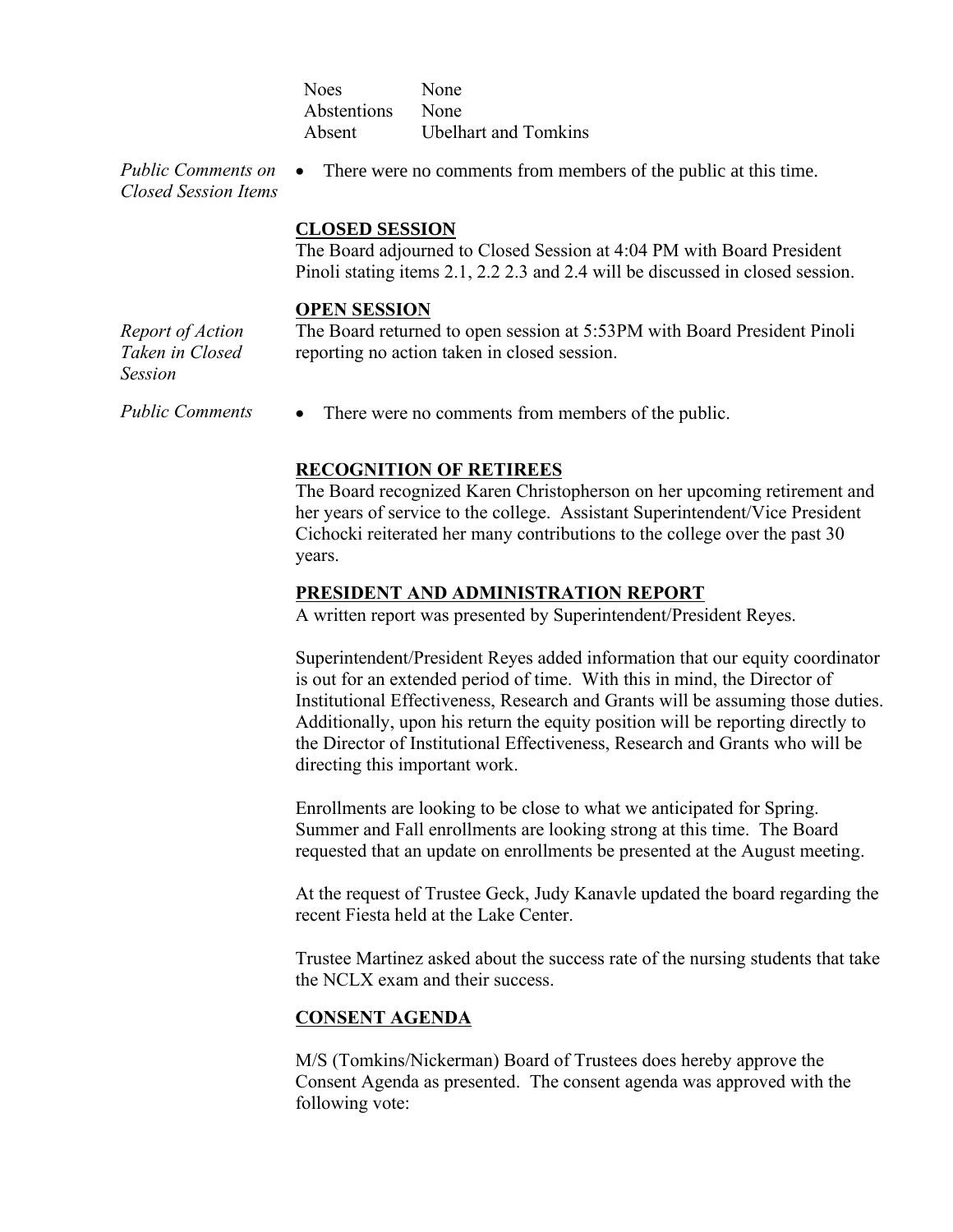| | |
|---|---|
| Noes | None |
| Abstentions | None |
| Absent | Ubelhart and Tomkins |

*Public Comments on Closed Session Items*

- There were no comments from members of the public at this time.

**CLOSED SESSION**

The Board adjourned to Closed Session at 4:04 PM with Board President Pinoli stating items 2.1, 2.2 2.3 and 2.4 will be discussed in closed session.

**OPEN SESSION**

*Report of Action Taken in Closed Session*

The Board returned to open session at 5:53PM with Board President Pinoli reporting no action taken in closed session.

*Public Comments*

- There were no comments from members of the public.

**RECOGNITION OF RETIREES**

The Board recognized Karen Christopherson on her upcoming retirement and her years of service to the college. Assistant Superintendent/Vice President Cichocki reiterated her many contributions to the college over the past 30 years.

**PRESIDENT AND ADMINISTRATION REPORT**

A written report was presented by Superintendent/President Reyes.

Superintendent/President Reyes added information that our equity coordinator is out for an extended period of time. With this in mind, the Director of Institutional Effectiveness, Research and Grants will be assuming those duties. Additionally, upon his return the equity position will be reporting directly to the Director of Institutional Effectiveness, Research and Grants who will be directing this important work.

Enrollments are looking to be close to what we anticipated for Spring. Summer and Fall enrollments are looking strong at this time. The Board requested that an update on enrollments be presented at the August meeting.

At the request of Trustee Geck, Judy Kanavle updated the board regarding the recent Fiesta held at the Lake Center.

Trustee Martinez asked about the success rate of the nursing students that take the NCLX exam and their success.

**CONSENT AGENDA**

M/S (Tomkins/Nickerman) Board of Trustees does hereby approve the Consent Agenda as presented. The consent agenda was approved with the following vote: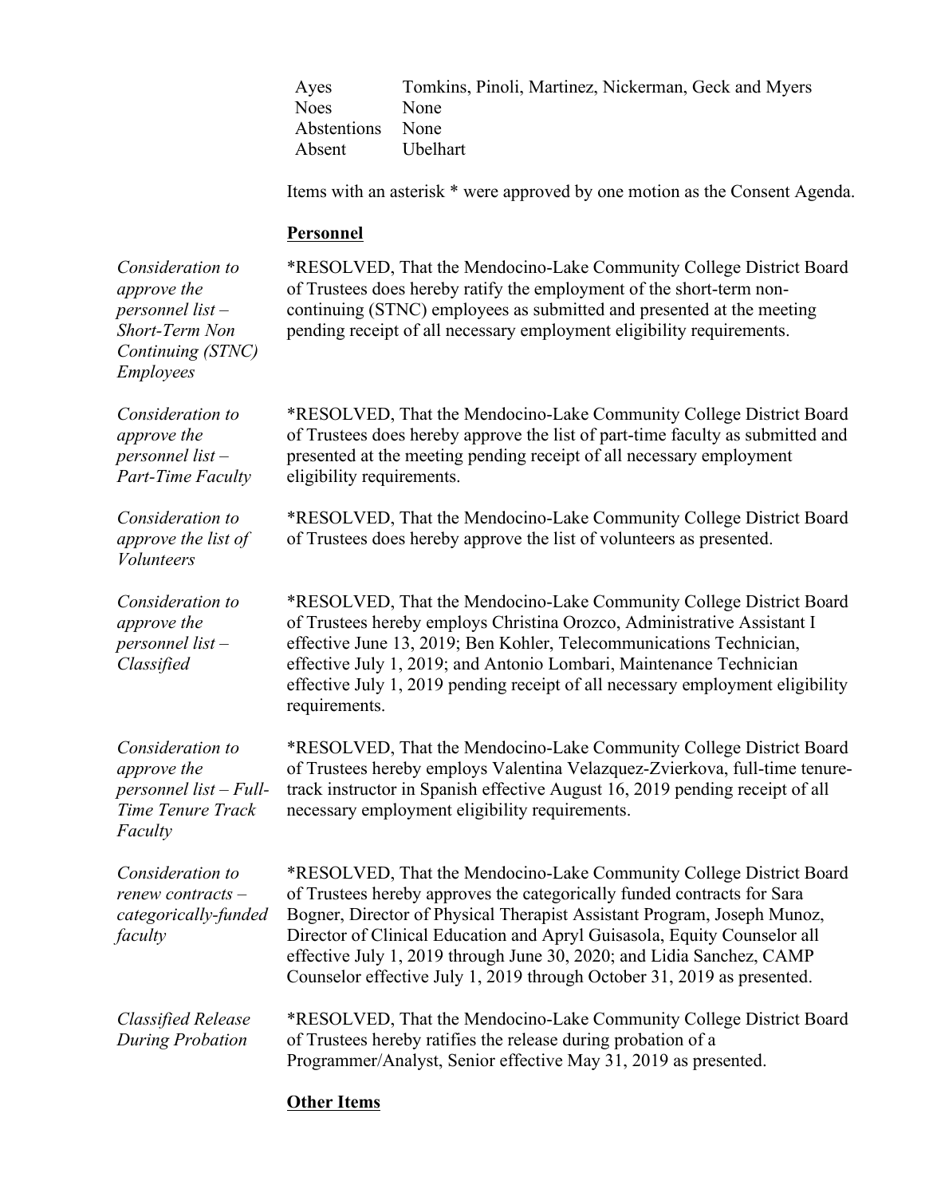| | |
|---|---|
| Ayes | Tomkins, Pinoli, Martinez, Nickerman, Geck and Myers |
| Noes | None |
| Abstentions | None |
| Absent | Ubelhart |

Items with an asterisk * were approved by one motion as the Consent Agenda.

**Personnel**

*Consideration to approve the personnel list – Short-Term Non Continuing (STNC) Employees*

*RESOLVED, That the Mendocino-Lake Community College District Board of Trustees does hereby ratify the employment of the short-term non-continuing (STNC) employees as submitted and presented at the meeting pending receipt of all necessary employment eligibility requirements.

*Consideration to approve the personnel list – Part-Time Faculty*

*RESOLVED, That the Mendocino-Lake Community College District Board of Trustees does hereby approve the list of part-time faculty as submitted and presented at the meeting pending receipt of all necessary employment eligibility requirements.

*Consideration to approve the list of Volunteers*

*RESOLVED, That the Mendocino-Lake Community College District Board of Trustees does hereby approve the list of volunteers as presented.

*Consideration to approve the personnel list – Classified*

*RESOLVED, That the Mendocino-Lake Community College District Board of Trustees hereby employs Christina Orozco, Administrative Assistant I effective June 13, 2019; Ben Kohler, Telecommunications Technician, effective July 1, 2019; and Antonio Lombari, Maintenance Technician effective July 1, 2019 pending receipt of all necessary employment eligibility requirements.

*Consideration to approve the personnel list – Full-Time Tenure Track Faculty*

*RESOLVED, That the Mendocino-Lake Community College District Board of Trustees hereby employs Valentina Velazquez-Zvierkova, full-time tenure-track instructor in Spanish effective August 16, 2019 pending receipt of all necessary employment eligibility requirements.

*Consideration to renew contracts – categorically-funded faculty*

*RESOLVED, That the Mendocino-Lake Community College District Board of Trustees hereby approves the categorically funded contracts for Sara Bogner, Director of Physical Therapist Assistant Program, Joseph Munoz, Director of Clinical Education and Apryl Guisasola, Equity Counselor all effective July 1, 2019 through June 30, 2020; and Lidia Sanchez, CAMP Counselor effective July 1, 2019 through October 31, 2019 as presented.

*Classified Release During Probation*

*RESOLVED, That the Mendocino-Lake Community College District Board of Trustees hereby ratifies the release during probation of a Programmer/Analyst, Senior effective May 31, 2019 as presented.

**Other Items**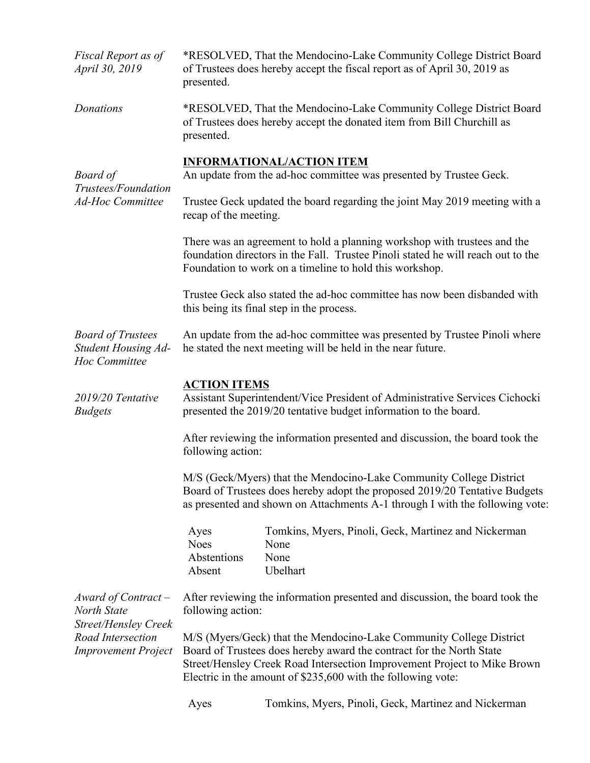*Fiscal Report as of April 30, 2019*

*RESOLVED, That the Mendocino-Lake Community College District Board of Trustees does hereby accept the fiscal report as of April 30, 2019 as presented.

*Donations*

*RESOLVED, That the Mendocino-Lake Community College District Board of Trustees does hereby accept the donated item from Bill Churchill as presented.

## INFORMATIONAL/ACTION ITEM

*Board of Trustees/Foundation Ad-Hoc Committee*

An update from the ad-hoc committee was presented by Trustee Geck.

Trustee Geck updated the board regarding the joint May 2019 meeting with a recap of the meeting.

There was an agreement to hold a planning workshop with trustees and the foundation directors in the Fall. Trustee Pinoli stated he will reach out to the Foundation to work on a timeline to hold this workshop.

Trustee Geck also stated the ad-hoc committee has now been disbanded with this being its final step in the process.

*Board of Trustees Student Housing Ad-Hoc Committee*

An update from the ad-hoc committee was presented by Trustee Pinoli where he stated the next meeting will be held in the near future.

## ACTION ITEMS

*2019/20 Tentative Budgets*

Assistant Superintendent/Vice President of Administrative Services Cichocki presented the 2019/20 tentative budget information to the board.

After reviewing the information presented and discussion, the board took the following action:

M/S (Geck/Myers) that the Mendocino-Lake Community College District Board of Trustees does hereby adopt the proposed 2019/20 Tentative Budgets as presented and shown on Attachments A-1 through I with the following vote:

| | |
|---|---|
| Ayes | Tomkins, Myers, Pinoli, Geck, Martinez and Nickerman |
| Noes | None |
| Abstentions | None |
| Absent | Ubelhart |

*Award of Contract – North State Street/Hensley Creek Road Intersection Improvement Project*

After reviewing the information presented and discussion, the board took the following action:

M/S (Myers/Geck) that the Mendocino-Lake Community College District Board of Trustees does hereby award the contract for the North State Street/Hensley Creek Road Intersection Improvement Project to Mike Brown Electric in the amount of $235,600 with the following vote:

| | |
|---|---|
| Ayes | Tomkins, Myers, Pinoli, Geck, Martinez and Nickerman |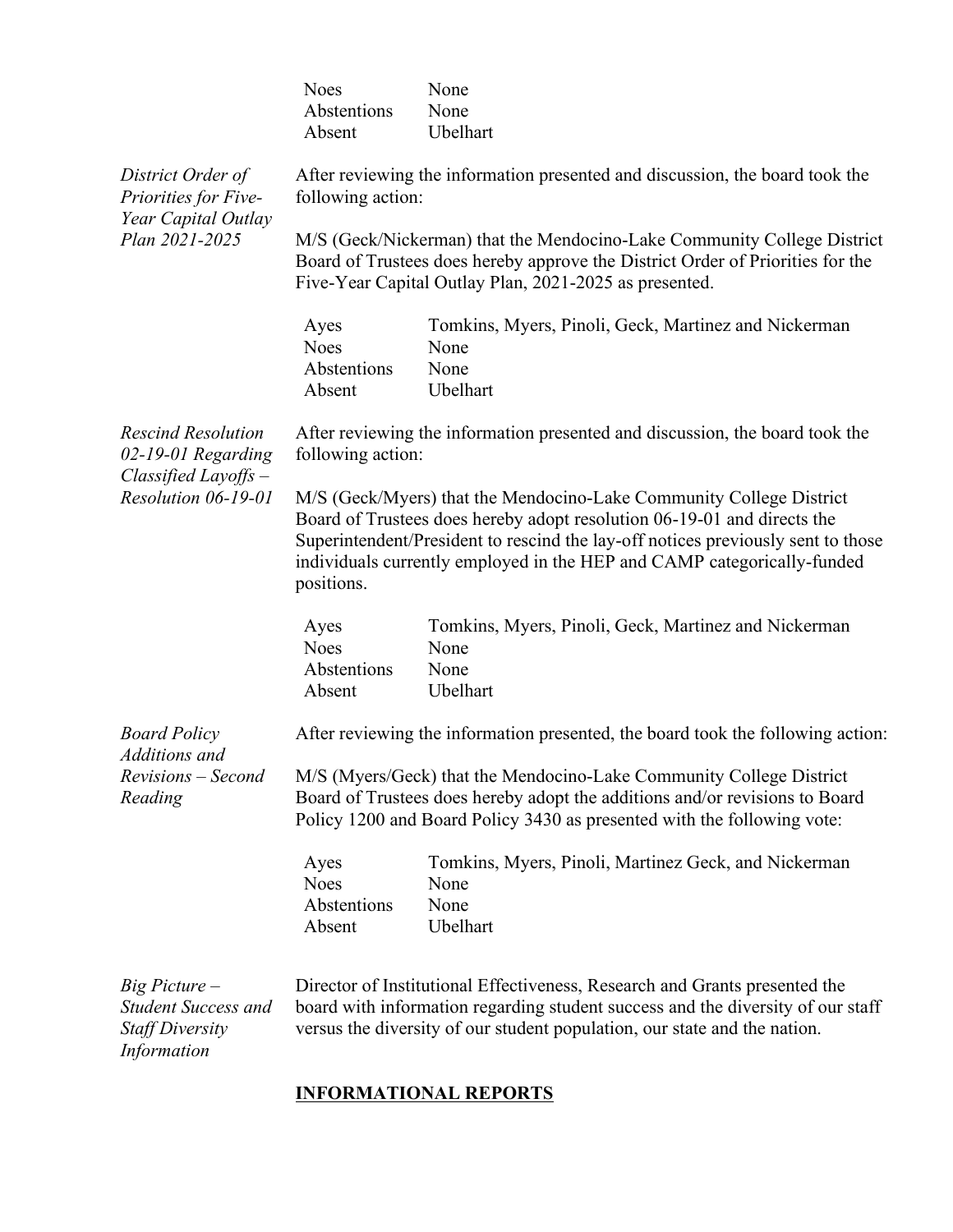| | |
|---|---|
| Noes | None |
| Abstentions | None |
| Absent | Ubelhart |

*District Order of Priorities for Five-Year Capital Outlay Plan 2021-2025*

After reviewing the information presented and discussion, the board took the following action:

M/S (Geck/Nickerman) that the Mendocino-Lake Community College District Board of Trustees does hereby approve the District Order of Priorities for the Five-Year Capital Outlay Plan, 2021-2025 as presented.

| | |
|---|---|
| Ayes | Tomkins, Myers, Pinoli, Geck, Martinez and Nickerman |
| Noes | None |
| Abstentions | None |
| Absent | Ubelhart |

*Rescind Resolution 02-19-01 Regarding Classified Layoffs – Resolution 06-19-01*

After reviewing the information presented and discussion, the board took the following action:

M/S (Geck/Myers) that the Mendocino-Lake Community College District Board of Trustees does hereby adopt resolution 06-19-01 and directs the Superintendent/President to rescind the lay-off notices previously sent to those individuals currently employed in the HEP and CAMP categorically-funded positions.

| | |
|---|---|
| Ayes | Tomkins, Myers, Pinoli, Geck, Martinez and Nickerman |
| Noes | None |
| Abstentions | None |
| Absent | Ubelhart |

*Board Policy Additions and Revisions – Second Reading*

After reviewing the information presented, the board took the following action:

M/S (Myers/Geck) that the Mendocino-Lake Community College District Board of Trustees does hereby adopt the additions and/or revisions to Board Policy 1200 and Board Policy 3430 as presented with the following vote:

| | |
|---|---|
| Ayes | Tomkins, Myers, Pinoli, Martinez Geck, and Nickerman |
| Noes | None |
| Abstentions | None |
| Absent | Ubelhart |

*Big Picture – Student Success and Staff Diversity Information*

Director of Institutional Effectiveness, Research and Grants presented the board with information regarding student success and the diversity of our staff versus the diversity of our student population, our state and the nation.

## INFORMATIONAL REPORTS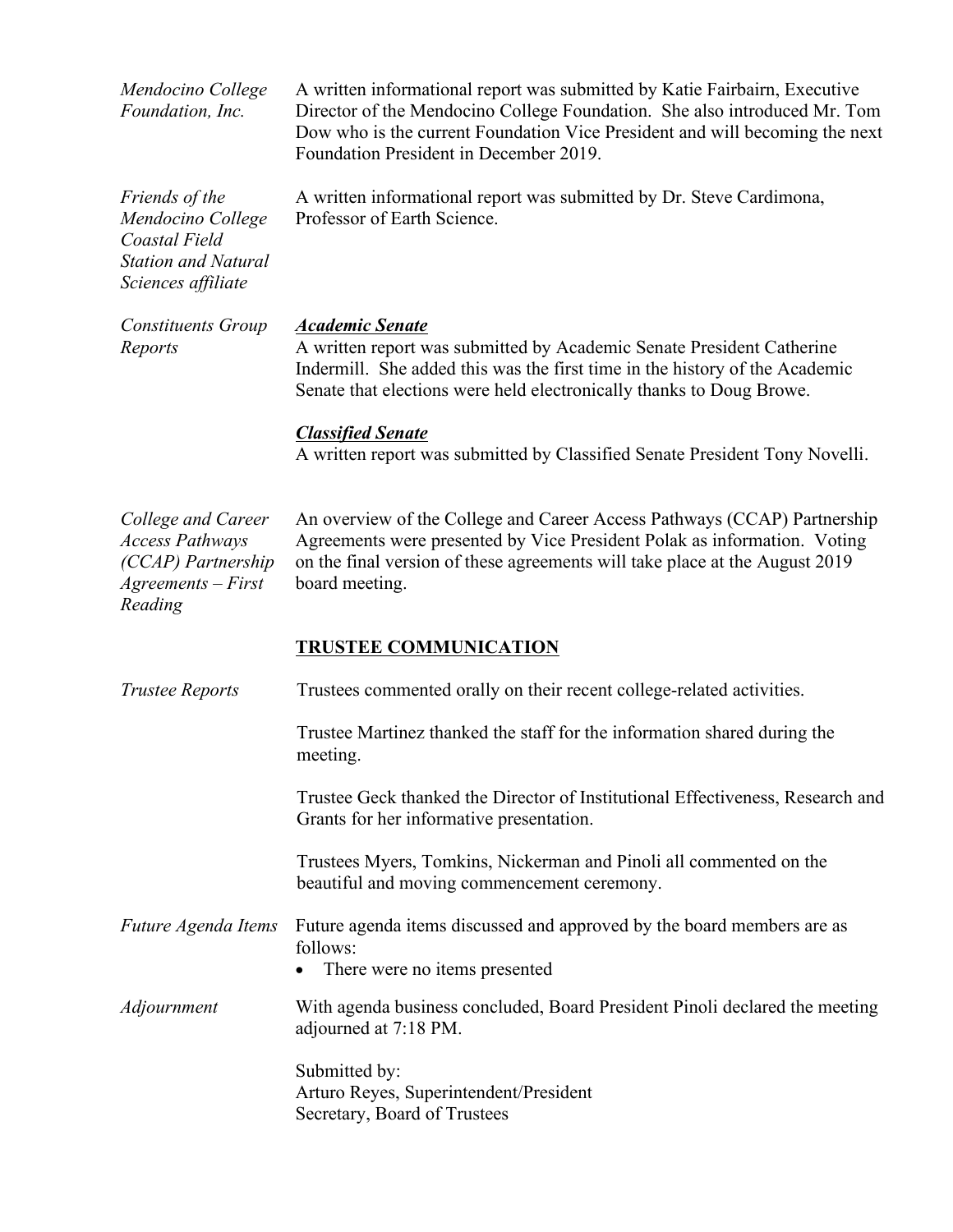*Mendocino College Foundation, Inc.*

A written informational report was submitted by Katie Fairbairn, Executive Director of the Mendocino College Foundation. She also introduced Mr. Tom Dow who is the current Foundation Vice President and will becoming the next Foundation President in December 2019.

*Friends of the Mendocino College Coastal Field Station and Natural Sciences affiliate*

A written informational report was submitted by Dr. Steve Cardimona, Professor of Earth Science.

*Constituents Group Reports*

***Academic Senate***

A written report was submitted by Academic Senate President Catherine Indermill. She added this was the first time in the history of the Academic Senate that elections were held electronically thanks to Doug Browe.

***Classified Senate***

A written report was submitted by Classified Senate President Tony Novelli.

*College and Career Access Pathways (CCAP) Partnership Agreements – First Reading*

An overview of the College and Career Access Pathways (CCAP) Partnership Agreements were presented by Vice President Polak as information. Voting on the final version of these agreements will take place at the August 2019 board meeting.

## TRUSTEE COMMUNICATION

*Trustee Reports*

Trustees commented orally on their recent college-related activities.

Trustee Martinez thanked the staff for the information shared during the meeting.

Trustee Geck thanked the Director of Institutional Effectiveness, Research and Grants for her informative presentation.

Trustees Myers, Tomkins, Nickerman and Pinoli all commented on the beautiful and moving commencement ceremony.

*Future Agenda Items*

Future agenda items discussed and approved by the board members are as follows:

- There were no items presented

*Adjournment*

With agenda business concluded, Board President Pinoli declared the meeting adjourned at 7:18 PM.

Submitted by:
Arturo Reyes, Superintendent/President
Secretary, Board of Trustees